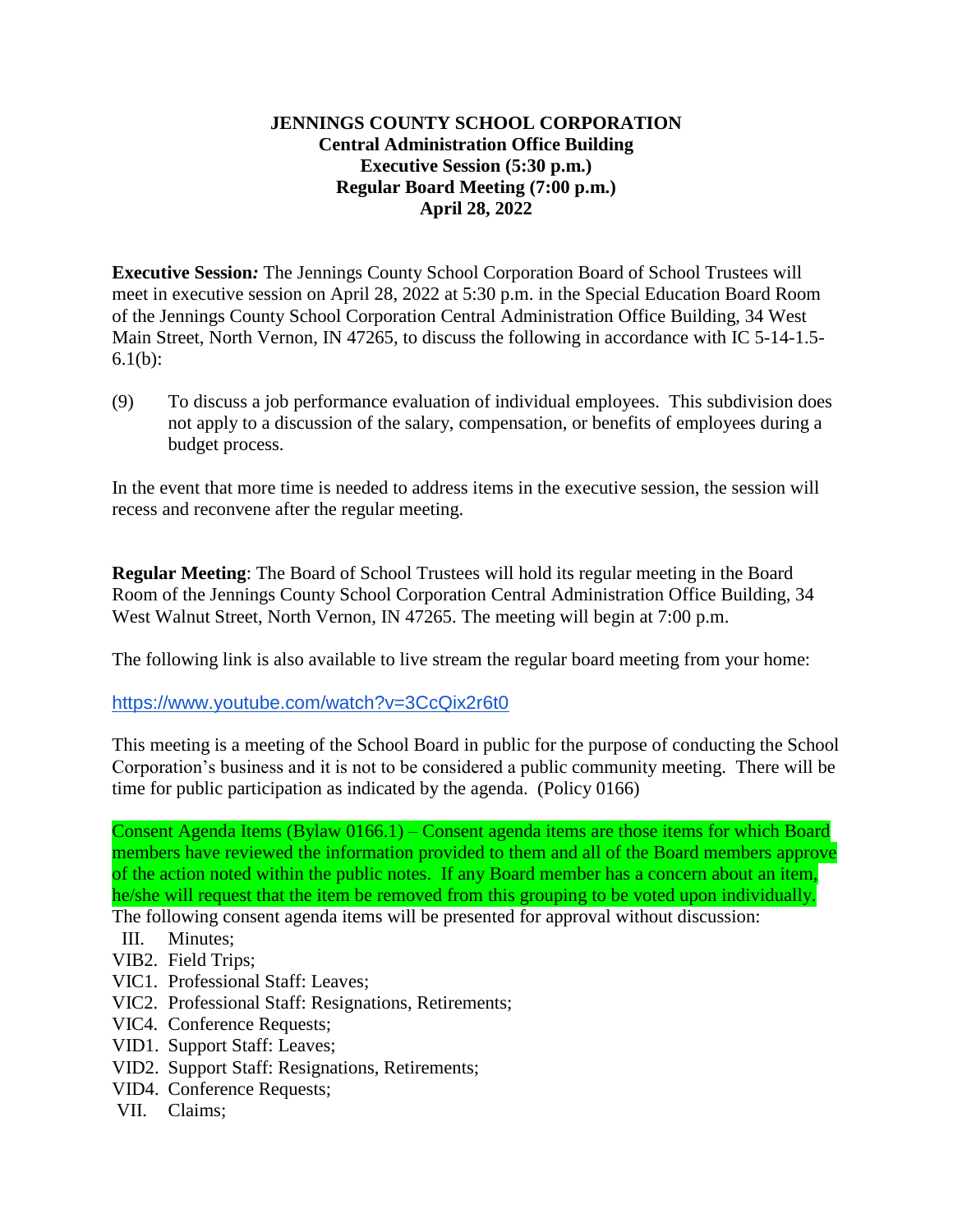# JENNINGS COUNTY SCHOOL CORPORATION
## Central Administration Office Building
## Executive Session (5:30 p.m.)
## Regular Board Meeting (7:00 p.m.)
## April 28, 2022

**Executive Session:** The Jennings County School Corporation Board of School Trustees will meet in executive session on April 28, 2022 at 5:30 p.m. in the Special Education Board Room of the Jennings County School Corporation Central Administration Office Building, 34 West Main Street, North Vernon, IN 47265, to discuss the following in accordance with IC 5-14-1.5-6.1(b):

(9) To discuss a job performance evaluation of individual employees. This subdivision does not apply to a discussion of the salary, compensation, or benefits of employees during a budget process.

In the event that more time is needed to address items in the executive session, the session will recess and reconvene after the regular meeting.

**Regular Meeting**: The Board of School Trustees will hold its regular meeting in the Board Room of the Jennings County School Corporation Central Administration Office Building, 34 West Walnut Street, North Vernon, IN 47265. The meeting will begin at 7:00 p.m.

The following link is also available to live stream the regular board meeting from your home:

https://www.youtube.com/watch?v=3CcQix2r6t0

This meeting is a meeting of the School Board in public for the purpose of conducting the School Corporation's business and it is not to be considered a public community meeting. There will be time for public participation as indicated by the agenda. (Policy 0166)

Consent Agenda Items (Bylaw 0166.1) – Consent agenda items are those items for which Board members have reviewed the information provided to them and all of the Board members approve of the action noted within the public notes. If any Board member has a concern about an item, he/she will request that the item be removed from this grouping to be voted upon individually.

The following consent agenda items will be presented for approval without discussion:

- III. Minutes;
- VIB2. Field Trips;
- VIC1. Professional Staff: Leaves;
- VIC2. Professional Staff: Resignations, Retirements;
- VIC4. Conference Requests;
- VID1. Support Staff: Leaves;
- VID2. Support Staff: Resignations, Retirements;
- VID4. Conference Requests;
- VII. Claims;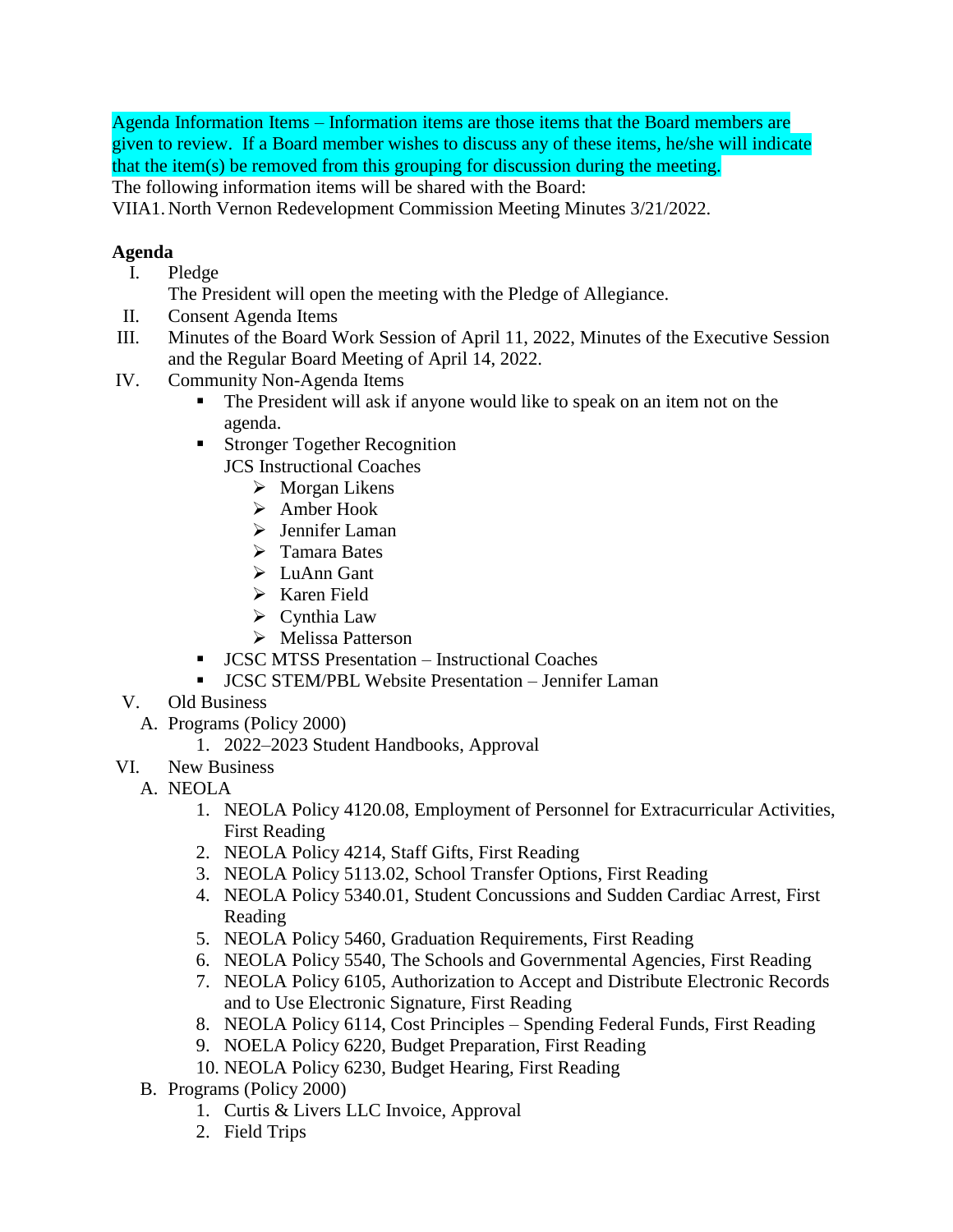Agenda Information Items – Information items are those items that the Board members are given to review. If a Board member wishes to discuss any of these items, he/she will indicate that the item(s) be removed from this grouping for discussion during the meeting.

The following information items will be shared with the Board:

VIIA1. North Vernon Redevelopment Commission Meeting Minutes 3/21/2022.

**Agenda**

I. Pledge
   The President will open the meeting with the Pledge of Allegiance.

II. Consent Agenda Items

III. Minutes of the Board Work Session of April 11, 2022, Minutes of the Executive Session and the Regular Board Meeting of April 14, 2022.

IV. Community Non-Agenda Items
   - The President will ask if anyone would like to speak on an item not on the agenda.
   - Stronger Together Recognition
     JCS Instructional Coaches
     - Morgan Likens
     - Amber Hook
     - Jennifer Laman
     - Tamara Bates
     - LuAnn Gant
     - Karen Field
     - Cynthia Law
     - Melissa Patterson
   - JCSC MTSS Presentation – Instructional Coaches
   - JCSC STEM/PBL Website Presentation – Jennifer Laman

V. Old Business
   A. Programs (Policy 2000)
      1. 2022–2023 Student Handbooks, Approval

VI. New Business
   A. NEOLA
      1. NEOLA Policy 4120.08, Employment of Personnel for Extracurricular Activities, First Reading
      2. NEOLA Policy 4214, Staff Gifts, First Reading
      3. NEOLA Policy 5113.02, School Transfer Options, First Reading
      4. NEOLA Policy 5340.01, Student Concussions and Sudden Cardiac Arrest, First Reading
      5. NEOLA Policy 5460, Graduation Requirements, First Reading
      6. NEOLA Policy 5540, The Schools and Governmental Agencies, First Reading
      7. NEOLA Policy 6105, Authorization to Accept and Distribute Electronic Records and to Use Electronic Signature, First Reading
      8. NEOLA Policy 6114, Cost Principles – Spending Federal Funds, First Reading
      9. NOELA Policy 6220, Budget Preparation, First Reading
      10. NEOLA Policy 6230, Budget Hearing, First Reading
   B. Programs (Policy 2000)
      1. Curtis & Livers LLC Invoice, Approval
      2. Field Trips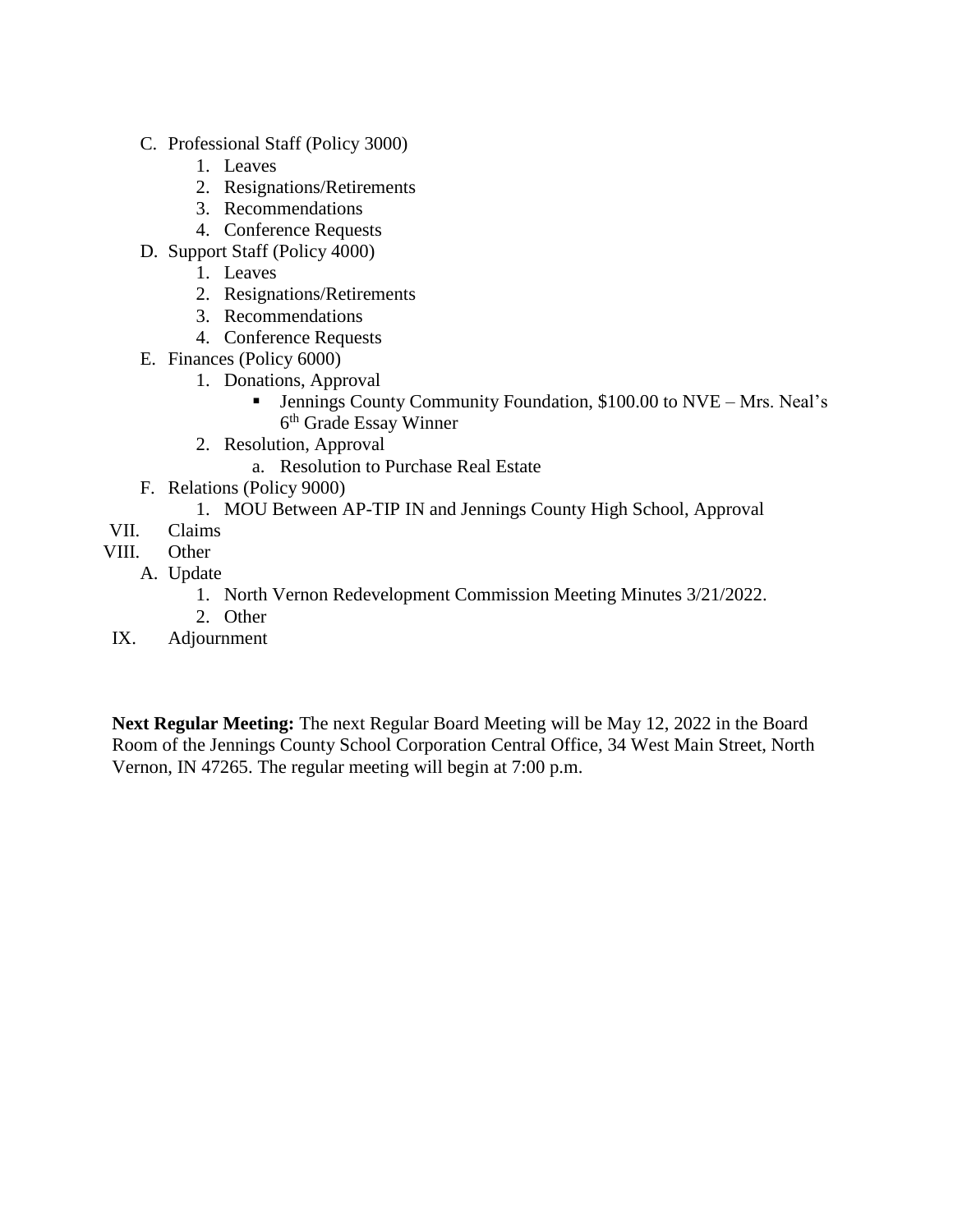C. Professional Staff (Policy 3000)
    1. Leaves
    2. Resignations/Retirements
    3. Recommendations
    4. Conference Requests
D. Support Staff (Policy 4000)
    1. Leaves
    2. Resignations/Retirements
    3. Recommendations
    4. Conference Requests
E. Finances (Policy 6000)
    1. Donations, Approval
        - Jennings County Community Foundation, $100.00 to NVE – Mrs. Neal's 6th Grade Essay Winner
    2. Resolution, Approval
        a. Resolution to Purchase Real Estate
F. Relations (Policy 9000)
    1. MOU Between AP-TIP IN and Jennings County High School, Approval

VII. Claims

VIII. Other

A. Update
    1. North Vernon Redevelopment Commission Meeting Minutes 3/21/2022.
    2. Other

IX. Adjournment

**Next Regular Meeting:** The next Regular Board Meeting will be May 12, 2022 in the Board Room of the Jennings County School Corporation Central Office, 34 West Main Street, North Vernon, IN 47265. The regular meeting will begin at 7:00 p.m.